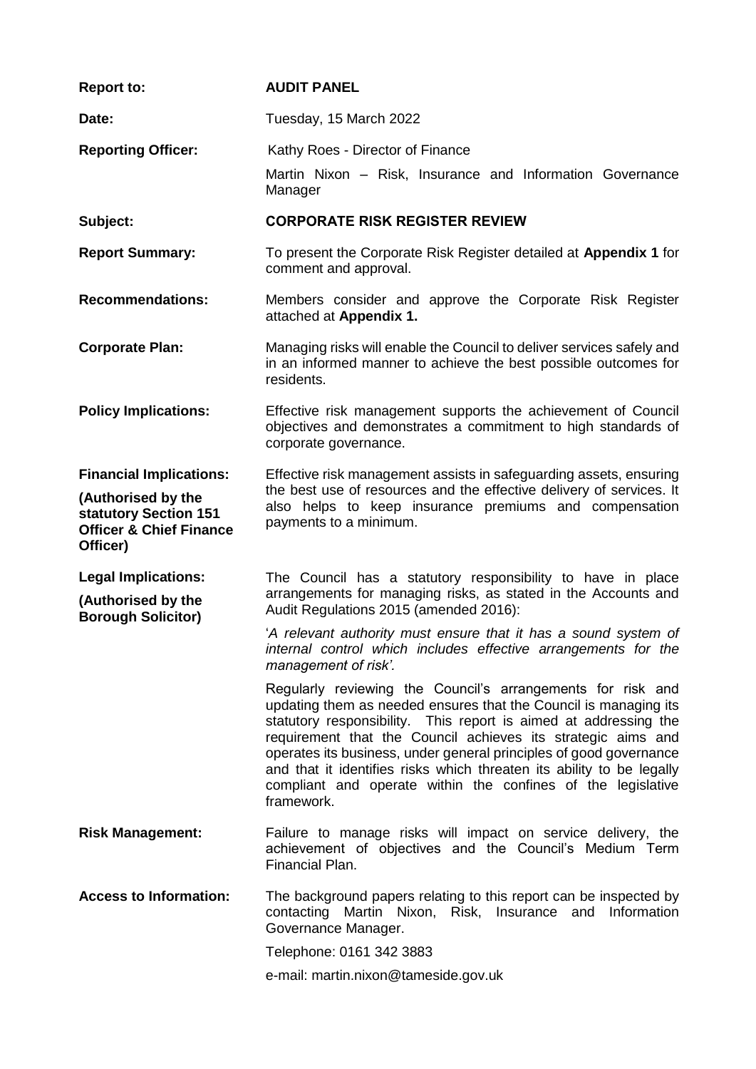| | |
|---|---|
| **Report to:** | **AUDIT PANEL** |
| **Date:** | Tuesday, 15 March 2022 |
| **Reporting Officer:** | Kathy Roes - Director of Finance<br><br>Martin Nixon – Risk, Insurance and Information Governance Manager |
| **Subject:** | **CORPORATE RISK REGISTER REVIEW** |
| **Report Summary:** | To present the Corporate Risk Register detailed at **Appendix 1** for comment and approval. |
| **Recommendations:** | Members consider and approve the Corporate Risk Register attached at **Appendix 1.** |
| **Corporate Plan:** | Managing risks will enable the Council to deliver services safely and in an informed manner to achieve the best possible outcomes for residents. |
| **Policy Implications:** | Effective risk management supports the achievement of Council objectives and demonstrates a commitment to high standards of corporate governance. |
| **Financial Implications:**<br><br>**(Authorised by the statutory Section 151 Officer & Chief Finance Officer)** | Effective risk management assists in safeguarding assets, ensuring the best use of resources and the effective delivery of services. It also helps to keep insurance premiums and compensation payments to a minimum. |
| **Legal Implications:**<br><br>**(Authorised by the Borough Solicitor)** | The Council has a statutory responsibility to have in place arrangements for managing risks, as stated in the Accounts and Audit Regulations 2015 (amended 2016):<br><br>'*A relevant authority must ensure that it has a sound system of internal control which includes effective arrangements for the management of risk'.*<br><br>Regularly reviewing the Council's arrangements for risk and updating them as needed ensures that the Council is managing its statutory responsibility. This report is aimed at addressing the requirement that the Council achieves its strategic aims and operates its business, under general principles of good governance and that it identifies risks which threaten its ability to be legally compliant and operate within the confines of the legislative framework. |
| **Risk Management:** | Failure to manage risks will impact on service delivery, the achievement of objectives and the Council's Medium Term Financial Plan. |
| **Access to Information:** | The background papers relating to this report can be inspected by contacting Martin Nixon, Risk, Insurance and Information Governance Manager.<br><br>Telephone: 0161 342 3883<br><br>e-mail: martin.nixon@tameside.gov.uk |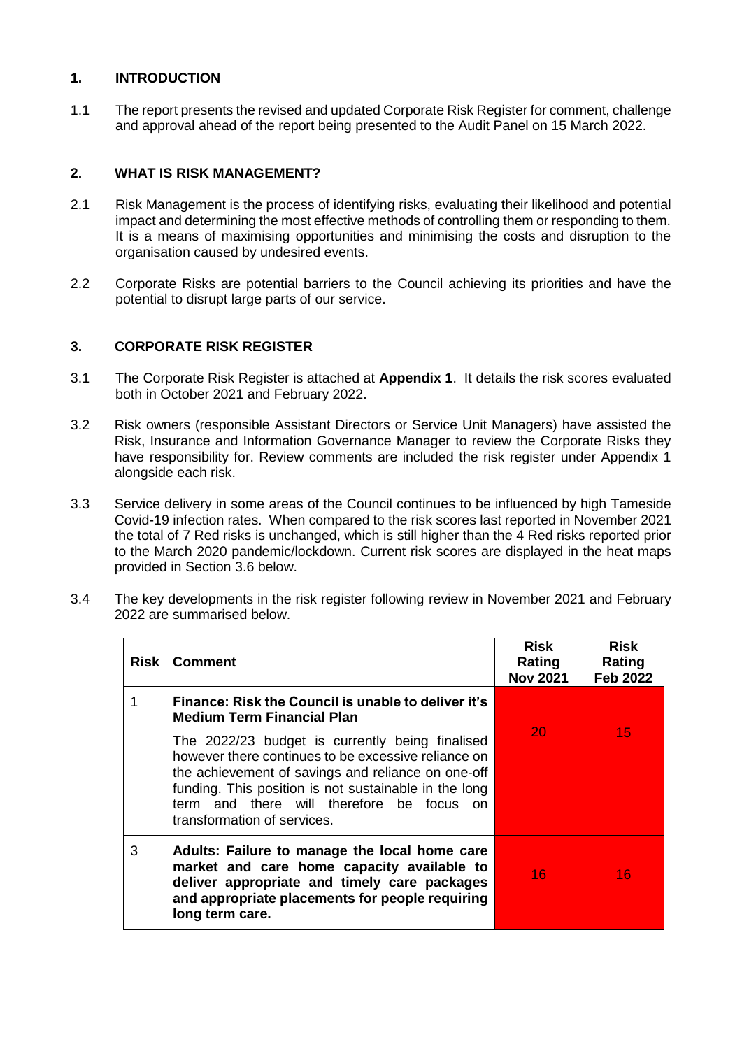## 1. INTRODUCTION

1.1 The report presents the revised and updated Corporate Risk Register for comment, challenge and approval ahead of the report being presented to the Audit Panel on 15 March 2022.

## 2. WHAT IS RISK MANAGEMENT?

2.1 Risk Management is the process of identifying risks, evaluating their likelihood and potential impact and determining the most effective methods of controlling them or responding to them. It is a means of maximising opportunities and minimising the costs and disruption to the organisation caused by undesired events.

2.2 Corporate Risks are potential barriers to the Council achieving its priorities and have the potential to disrupt large parts of our service.

## 3. CORPORATE RISK REGISTER

3.1 The Corporate Risk Register is attached at **Appendix 1**. It details the risk scores evaluated both in October 2021 and February 2022.

3.2 Risk owners (responsible Assistant Directors or Service Unit Managers) have assisted the Risk, Insurance and Information Governance Manager to review the Corporate Risks they have responsibility for. Review comments are included the risk register under Appendix 1 alongside each risk.

3.3 Service delivery in some areas of the Council continues to be influenced by high Tameside Covid-19 infection rates. When compared to the risk scores last reported in November 2021 the total of 7 Red risks is unchanged, which is still higher than the 4 Red risks reported prior to the March 2020 pandemic/lockdown. Current risk scores are displayed in the heat maps provided in Section 3.6 below.

3.4 The key developments in the risk register following review in November 2021 and February 2022 are summarised below.

| Risk | Comment | Risk Rating Nov 2021 | Risk Rating Feb 2022 |
|---|---|---|---|
| 1 | **Finance: Risk the Council is unable to deliver it's Medium Term Financial Plan**<br><br>The 2022/23 budget is currently being finalised however there continues to be excessive reliance on the achievement of savings and reliance on one-off funding. This position is not sustainable in the long term and there will therefore be focus on transformation of services. | 20 | 15 |
| 3 | **Adults: Failure to manage the local home care market and care home capacity available to deliver appropriate and timely care packages and appropriate placements for people requiring long term care.** | 16 | 16 |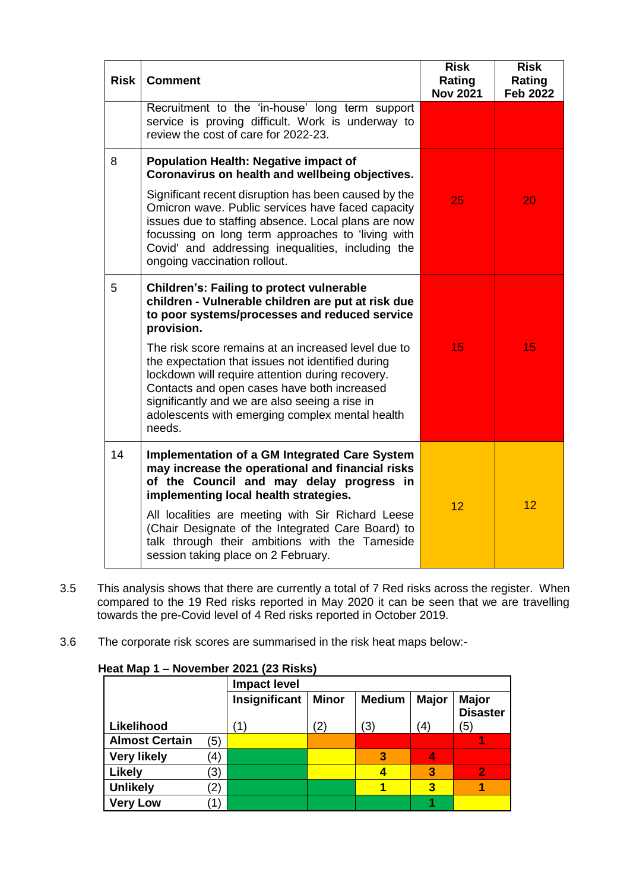| Risk | Comment | Risk Rating Nov 2021 | Risk Rating Feb 2022 |
|---|---|---|---|
| | Recruitment to the 'in-house' long term support service is proving difficult. Work is underway to review the cost of care for 2022-23. | | |
| 8 | **Population Health: Negative impact of Coronavirus on health and wellbeing objectives.** Significant recent disruption has been caused by the Omicron wave. Public services have faced capacity issues due to staffing absence. Local plans are now focussing on long term approaches to 'living with Covid' and addressing inequalities, including the ongoing vaccination rollout. | 25 | 20 |
| 5 | **Children's: Failing to protect vulnerable children - Vulnerable children are put at risk due to poor systems/processes and reduced service provision.** The risk score remains at an increased level due to the expectation that issues not identified during lockdown will require attention during recovery. Contacts and open cases have both increased significantly and we are also seeing a rise in adolescents with emerging complex mental health needs. | 15 | 15 |
| 14 | **Implementation of a GM Integrated Care System may increase the operational and financial risks of the Council and may delay progress in implementing local health strategies.** All localities are meeting with Sir Richard Leese (Chair Designate of the Integrated Care Board) to talk through their ambitions with the Tameside session taking place on 2 February. | 12 | 12 |

3.5 This analysis shows that there are currently a total of 7 Red risks across the register. When compared to the 19 Red risks reported in May 2020 it can be seen that we are travelling towards the pre-Covid level of 4 Red risks reported in October 2019.

3.6 The corporate risk scores are summarised in the risk heat maps below:-

**Heat Map 1 – November 2021 (23 Risks)**

| | | Impact level | | | | |
|---|---|---|---|---|---|---|
| | | Insignificant | Minor | Medium | Major | Major Disaster |
| **Likelihood** | | (1) | (2) | (3) | (4) | (5) |
| **Almost Certain** | (5) | | | | | 1 |
| **Very likely** | (4) | | | 3 | 4 | |
| **Likely** | (3) | | | 4 | 3 | 2 |
| **Unlikely** | (2) | | | 1 | 3 | 1 |
| **Very Low** | (1) | | | | 1 | |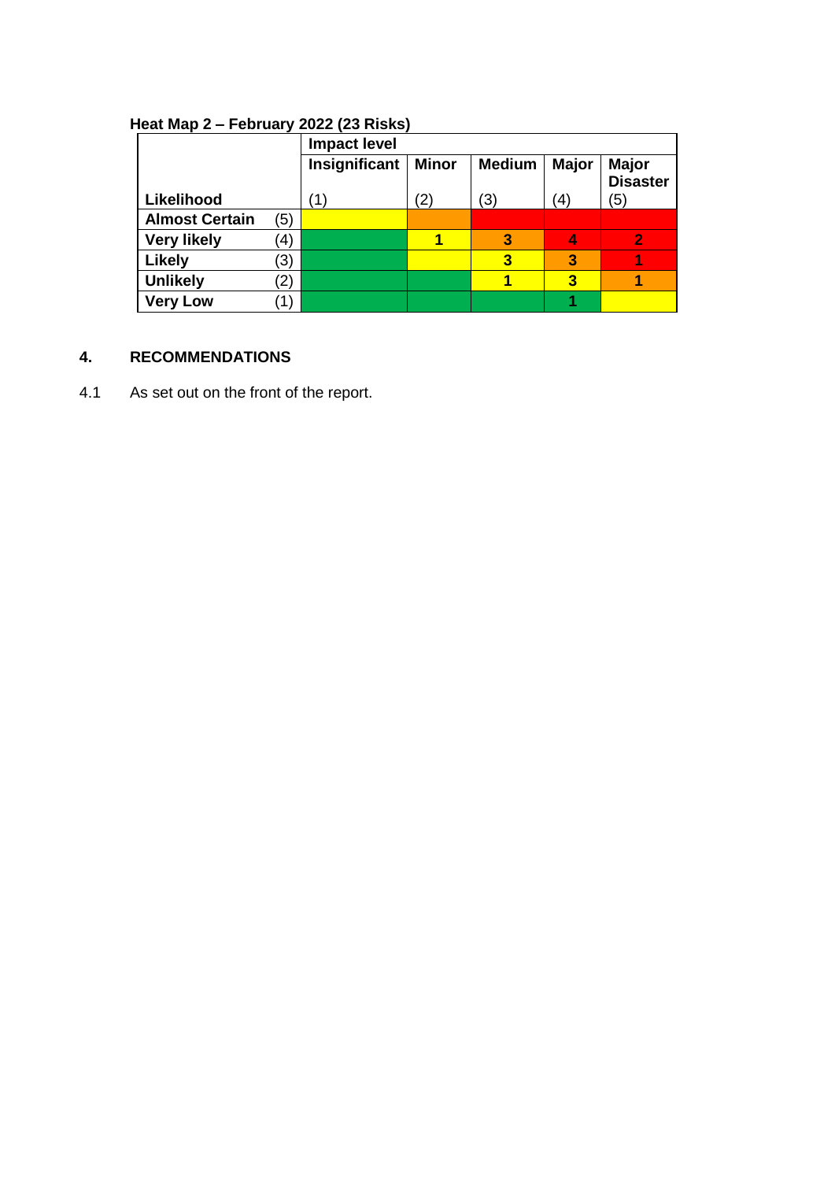**Heat Map 2 – February 2022 (23 Risks)**

| | | Impact level | | | | |
|---|---|---|---|---|---|---|
| | | Insignificant | Minor | Medium | Major | Major Disaster |
| Likelihood | | (1) | (2) | (3) | (4) | (5) |
| Almost Certain | (5) | | | | | |
| Very likely | (4) | | 1 | 3 | 4 | 2 |
| Likely | (3) | | | 3 | 3 | 1 |
| Unlikely | (2) | | | 1 | 3 | 1 |
| Very Low | (1) | | | | 1 | |

## 4. RECOMMENDATIONS

4.1 As set out on the front of the report.